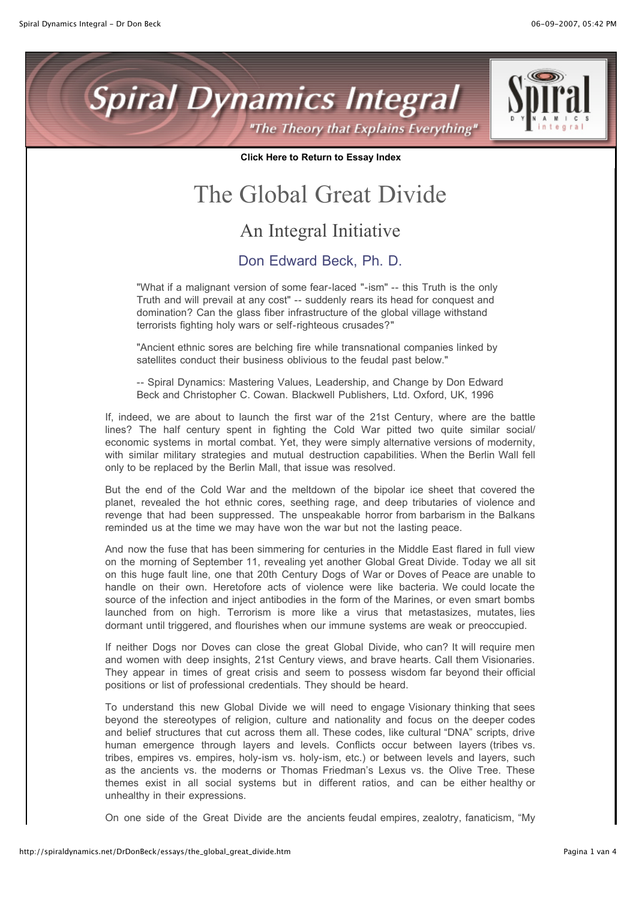# Spiral Dynamics Integral

*"The Theory that Explains Everything"*

**Click Here to Return to Essay Index**

# The Global Great Divide

## An Integral Initiative

### Don Edward Beck, Ph. D.

> "What if a malignant version of some fear-laced "-ism" -- this Truth is the only Truth and will prevail at any cost" -- suddenly rears its head for conquest and domination? Can the glass fiber infrastructure of the global village withstand terrorists fighting holy wars or self-righteous crusades?"
>
> "Ancient ethnic sores are belching fire while transnational companies linked by satellites conduct their business oblivious to the feudal past below."
>
> -- Spiral Dynamics: Mastering Values, Leadership, and Change by Don Edward Beck and Christopher C. Cowan. Blackwell Publishers, Ltd. Oxford, UK, 1996

If, indeed, we are about to launch the first war of the 21st Century, where are the battle lines? The half century spent in fighting the Cold War pitted two quite similar social/ economic systems in mortal combat. Yet, they were simply alternative versions of modernity, with similar military strategies and mutual destruction capabilities. When the Berlin Wall fell only to be replaced by the Berlin Mall, that issue was resolved.

But the end of the Cold War and the meltdown of the bipolar ice sheet that covered the planet, revealed the hot ethnic cores, seething rage, and deep tributaries of violence and revenge that had been suppressed. The unspeakable horror from barbarism in the Balkans reminded us at the time we may have won the war but not the lasting peace.

And now the fuse that has been simmering for centuries in the Middle East flared in full view on the morning of September 11, revealing yet another Global Great Divide. Today we all sit on this huge fault line, one that 20th Century Dogs of War or Doves of Peace are unable to handle on their own. Heretofore acts of violence were like bacteria. We could locate the source of the infection and inject antibodies in the form of the Marines, or even smart bombs launched from on high. Terrorism is more like a virus that metastasizes, mutates, lies dormant until triggered, and flourishes when our immune systems are weak or preoccupied.

If neither Dogs nor Doves can close the great Global Divide, who can? It will require men and women with deep insights, 21st Century views, and brave hearts. Call them Visionaries. They appear in times of great crisis and seem to possess wisdom far beyond their official positions or list of professional credentials. They should be heard.

To understand this new Global Divide we will need to engage Visionary thinking that sees beyond the stereotypes of religion, culture and nationality and focus on the deeper codes and belief structures that cut across them all. These codes, like cultural "DNA" scripts, drive human emergence through layers and levels. Conflicts occur between layers (tribes vs. tribes, empires vs. empires, holy-ism vs. holy-ism, etc.) or between levels and layers, such as the ancients vs. the moderns or Thomas Friedman's Lexus vs. the Olive Tree. These themes exist in all social systems but in different ratios, and can be either healthy or unhealthy in their expressions.

On one side of the Great Divide are the ancients feudal empires, zealotry, fanaticism, "My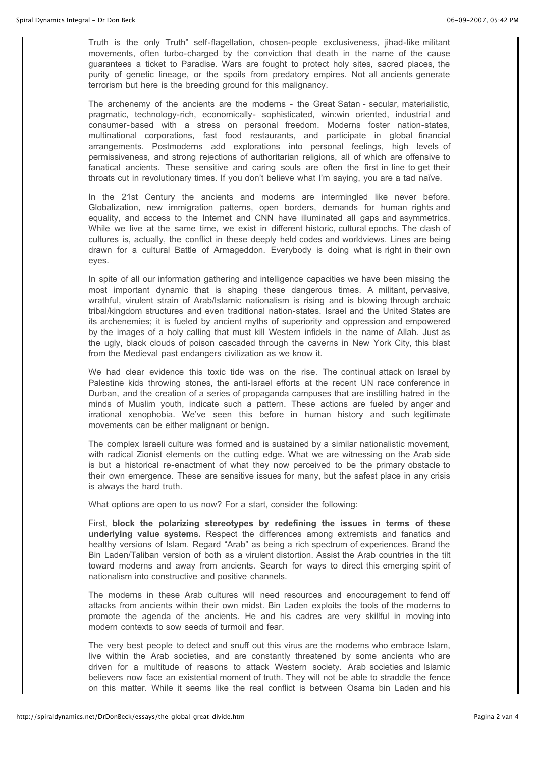Truth is the only Truth" self-flagellation, chosen-people exclusiveness, jihad-like militant movements, often turbo-charged by the conviction that death in the name of the cause guarantees a ticket to Paradise. Wars are fought to protect holy sites, sacred places, the purity of genetic lineage, or the spoils from predatory empires. Not all ancients generate terrorism but here is the breeding ground for this malignancy.

The archenemy of the ancients are the moderns - the Great Satan - secular, materialistic, pragmatic, technology-rich, economically- sophisticated, win:win oriented, industrial and consumer-based with a stress on personal freedom. Moderns foster nation-states, multinational corporations, fast food restaurants, and participate in global financial arrangements. Postmoderns add explorations into personal feelings, high levels of permissiveness, and strong rejections of authoritarian religions, all of which are offensive to fanatical ancients. These sensitive and caring souls are often the first in line to get their throats cut in revolutionary times. If you don't believe what I'm saying, you are a tad naïve.

In the 21st Century the ancients and moderns are intermingled like never before. Globalization, new immigration patterns, open borders, demands for human rights and equality, and access to the Internet and CNN have illuminated all gaps and asymmetrics. While we live at the same time, we exist in different historic, cultural epochs. The clash of cultures is, actually, the conflict in these deeply held codes and worldviews. Lines are being drawn for a cultural Battle of Armageddon. Everybody is doing what is right in their own eyes.

In spite of all our information gathering and intelligence capacities we have been missing the most important dynamic that is shaping these dangerous times. A militant, pervasive, wrathful, virulent strain of Arab/Islamic nationalism is rising and is blowing through archaic tribal/kingdom structures and even traditional nation-states. Israel and the United States are its archenemies; it is fueled by ancient myths of superiority and oppression and empowered by the images of a holy calling that must kill Western infidels in the name of Allah. Just as the ugly, black clouds of poison cascaded through the caverns in New York City, this blast from the Medieval past endangers civilization as we know it.

We had clear evidence this toxic tide was on the rise. The continual attack on Israel by Palestine kids throwing stones, the anti-Israel efforts at the recent UN race conference in Durban, and the creation of a series of propaganda campuses that are instilling hatred in the minds of Muslim youth, indicate such a pattern. These actions are fueled by anger and irrational xenophobia. We've seen this before in human history and such legitimate movements can be either malignant or benign.

The complex Israeli culture was formed and is sustained by a similar nationalistic movement, with radical Zionist elements on the cutting edge. What we are witnessing on the Arab side is but a historical re-enactment of what they now perceived to be the primary obstacle to their own emergence. These are sensitive issues for many, but the safest place in any crisis is always the hard truth.

What options are open to us now? For a start, consider the following:

First, **block the polarizing stereotypes by redefining the issues in terms of these underlying value systems.** Respect the differences among extremists and fanatics and healthy versions of Islam. Regard "Arab" as being a rich spectrum of experiences. Brand the Bin Laden/Taliban version of both as a virulent distortion. Assist the Arab countries in the tilt toward moderns and away from ancients. Search for ways to direct this emerging spirit of nationalism into constructive and positive channels.

The moderns in these Arab cultures will need resources and encouragement to fend off attacks from ancients within their own midst. Bin Laden exploits the tools of the moderns to promote the agenda of the ancients. He and his cadres are very skillful in moving into modern contexts to sow seeds of turmoil and fear.

The very best people to detect and snuff out this virus are the moderns who embrace Islam, live within the Arab societies, and are constantly threatened by some ancients who are driven for a multitude of reasons to attack Western society. Arab societies and Islamic believers now face an existential moment of truth. They will not be able to straddle the fence on this matter. While it seems like the real conflict is between Osama bin Laden and his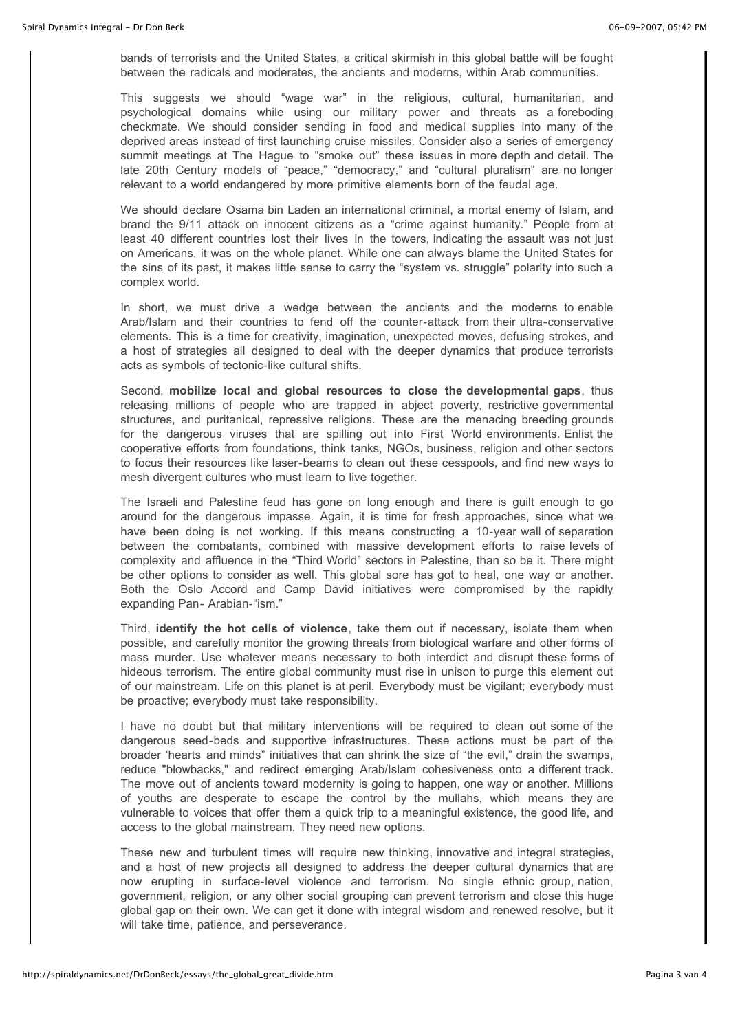bands of terrorists and the United States, a critical skirmish in this global battle will be fought between the radicals and moderates, the ancients and moderns, within Arab communities.

This suggests we should "wage war" in the religious, cultural, humanitarian, and psychological domains while using our military power and threats as a foreboding checkmate. We should consider sending in food and medical supplies into many of the deprived areas instead of first launching cruise missiles. Consider also a series of emergency summit meetings at The Hague to "smoke out" these issues in more depth and detail. The late 20th Century models of "peace," "democracy," and "cultural pluralism" are no longer relevant to a world endangered by more primitive elements born of the feudal age.

We should declare Osama bin Laden an international criminal, a mortal enemy of Islam, and brand the 9/11 attack on innocent citizens as a "crime against humanity." People from at least 40 different countries lost their lives in the towers, indicating the assault was not just on Americans, it was on the whole planet. While one can always blame the United States for the sins of its past, it makes little sense to carry the "system vs. struggle" polarity into such a complex world.

In short, we must drive a wedge between the ancients and the moderns to enable Arab/Islam and their countries to fend off the counter-attack from their ultra-conservative elements. This is a time for creativity, imagination, unexpected moves, defusing strokes, and a host of strategies all designed to deal with the deeper dynamics that produce terrorists acts as symbols of tectonic-like cultural shifts.

Second, **mobilize local and global resources to close the developmental gaps**, thus releasing millions of people who are trapped in abject poverty, restrictive governmental structures, and puritanical, repressive religions. These are the menacing breeding grounds for the dangerous viruses that are spilling out into First World environments. Enlist the cooperative efforts from foundations, think tanks, NGOs, business, religion and other sectors to focus their resources like laser-beams to clean out these cesspools, and find new ways to mesh divergent cultures who must learn to live together.

The Israeli and Palestine feud has gone on long enough and there is guilt enough to go around for the dangerous impasse. Again, it is time for fresh approaches, since what we have been doing is not working. If this means constructing a 10-year wall of separation between the combatants, combined with massive development efforts to raise levels of complexity and affluence in the "Third World" sectors in Palestine, than so be it. There might be other options to consider as well. This global sore has got to heal, one way or another. Both the Oslo Accord and Camp David initiatives were compromised by the rapidly expanding Pan- Arabian-"ism."

Third, **identify the hot cells of violence**, take them out if necessary, isolate them when possible, and carefully monitor the growing threats from biological warfare and other forms of mass murder. Use whatever means necessary to both interdict and disrupt these forms of hideous terrorism. The entire global community must rise in unison to purge this element out of our mainstream. Life on this planet is at peril. Everybody must be vigilant; everybody must be proactive; everybody must take responsibility.

I have no doubt but that military interventions will be required to clean out some of the dangerous seed-beds and supportive infrastructures. These actions must be part of the broader 'hearts and minds" initiatives that can shrink the size of "the evil," drain the swamps, reduce "blowbacks," and redirect emerging Arab/Islam cohesiveness onto a different track. The move out of ancients toward modernity is going to happen, one way or another. Millions of youths are desperate to escape the control by the mullahs, which means they are vulnerable to voices that offer them a quick trip to a meaningful existence, the good life, and access to the global mainstream. They need new options.

These new and turbulent times will require new thinking, innovative and integral strategies, and a host of new projects all designed to address the deeper cultural dynamics that are now erupting in surface-level violence and terrorism. No single ethnic group, nation, government, religion, or any other social grouping can prevent terrorism and close this huge global gap on their own. We can get it done with integral wisdom and renewed resolve, but it will take time, patience, and perseverance.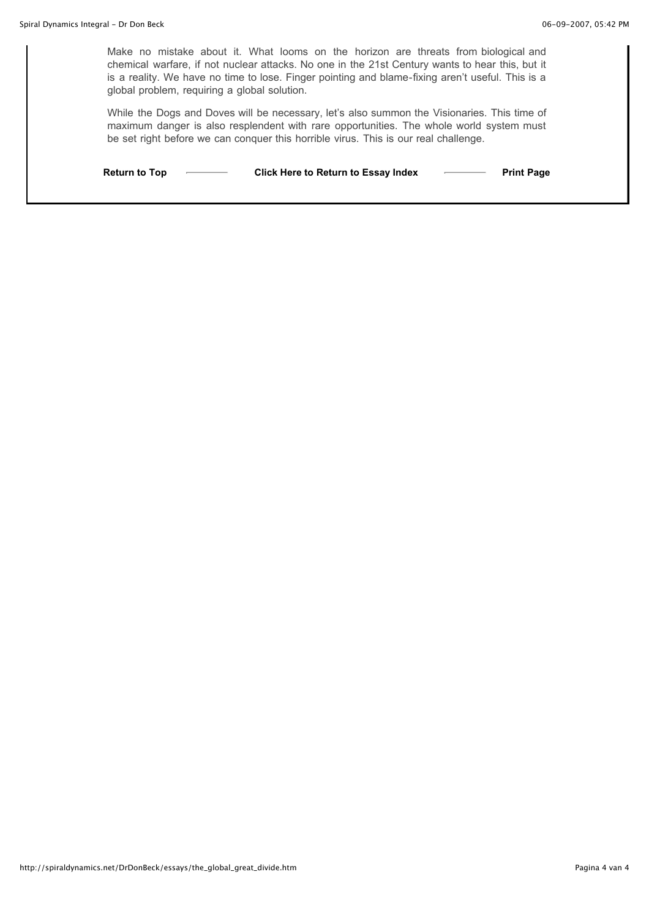Make no mistake about it. What looms on the horizon are threats from biological and chemical warfare, if not nuclear attacks. No one in the 21st Century wants to hear this, but it is a reality. We have no time to lose. Finger pointing and blame-fixing aren't useful. This is a global problem, requiring a global solution.

While the Dogs and Doves will be necessary, let's also summon the Visionaries. This time of maximum danger is also resplendent with rare opportunities. The whole world system must be set right before we can conquer this horrible virus. This is our real challenge.

**Return to Top** — **Click Here to Return to Essay Index** — **Print Page**